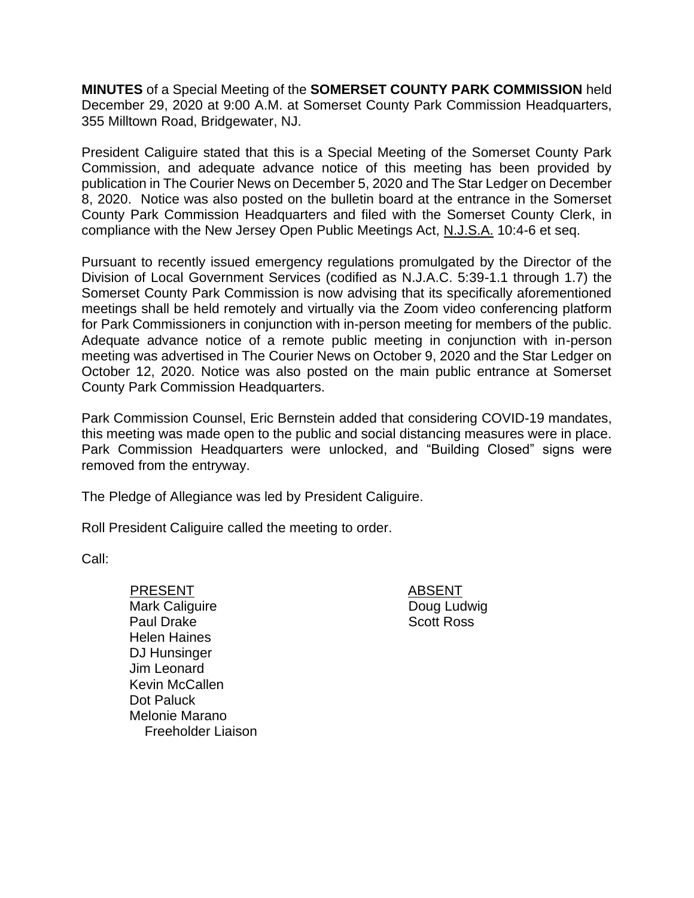**MINUTES** of a Special Meeting of the **SOMERSET COUNTY PARK COMMISSION** held December 29, 2020 at 9:00 A.M. at Somerset County Park Commission Headquarters, 355 Milltown Road, Bridgewater, NJ.

President Caliguire stated that this is a Special Meeting of the Somerset County Park Commission, and adequate advance notice of this meeting has been provided by publication in The Courier News on December 5, 2020 and The Star Ledger on December 8, 2020. Notice was also posted on the bulletin board at the entrance in the Somerset County Park Commission Headquarters and filed with the Somerset County Clerk, in compliance with the New Jersey Open Public Meetings Act, N.J.S.A. 10:4-6 et seq.

Pursuant to recently issued emergency regulations promulgated by the Director of the Division of Local Government Services (codified as N.J.A.C. 5:39-1.1 through 1.7) the Somerset County Park Commission is now advising that its specifically aforementioned meetings shall be held remotely and virtually via the Zoom video conferencing platform for Park Commissioners in conjunction with in-person meeting for members of the public. Adequate advance notice of a remote public meeting in conjunction with in-person meeting was advertised in The Courier News on October 9, 2020 and the Star Ledger on October 12, 2020. Notice was also posted on the main public entrance at Somerset County Park Commission Headquarters.

Park Commission Counsel, Eric Bernstein added that considering COVID-19 mandates, this meeting was made open to the public and social distancing measures were in place. Park Commission Headquarters were unlocked, and "Building Closed" signs were removed from the entryway.

The Pledge of Allegiance was led by President Caliguire.

Roll President Caliguire called the meeting to order.

Call:

| PRESENT | ABSENT |
|---|---|
| Mark Caliguire | Doug Ludwig |
| Paul Drake | Scott Ross |
| Helen Haines | |
| DJ Hunsinger | |
| Jim Leonard | |
| Kevin McCallen | |
| Dot Paluck | |
| Melonie Marano<br>Freeholder Liaison | |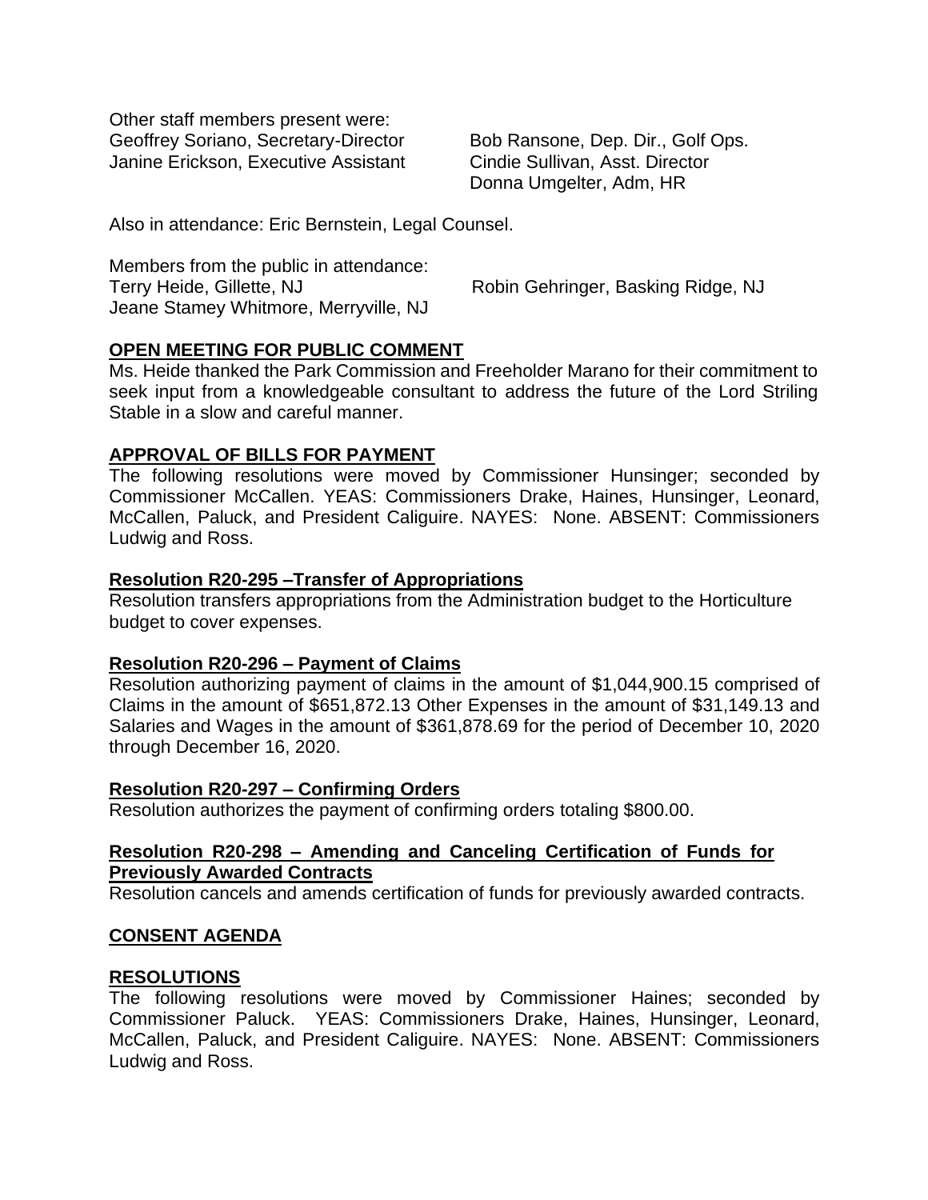Other staff members present were:

Geoffrey Soriano, Secretary-Director
Janine Erickson, Executive Assistant
Bob Ransone, Dep. Dir., Golf Ops.
Cindie Sullivan, Asst. Director
Donna Umgelter, Adm, HR

Also in attendance: Eric Bernstein, Legal Counsel.

Members from the public in attendance:

Terry Heide, Gillette, NJ
Jeane Stamey Whitmore, Merryville, NJ
Robin Gehringer, Basking Ridge, NJ

## OPEN MEETING FOR PUBLIC COMMENT

Ms. Heide thanked the Park Commission and Freeholder Marano for their commitment to seek input from a knowledgeable consultant to address the future of the Lord Striling Stable in a slow and careful manner.

## APPROVAL OF BILLS FOR PAYMENT

The following resolutions were moved by Commissioner Hunsinger; seconded by Commissioner McCallen. YEAS: Commissioners Drake, Haines, Hunsinger, Leonard, McCallen, Paluck, and President Caliguire. NAYES: None. ABSENT: Commissioners Ludwig and Ross.

### Resolution R20-295 –Transfer of Appropriations

Resolution transfers appropriations from the Administration budget to the Horticulture budget to cover expenses.

### Resolution R20-296 – Payment of Claims

Resolution authorizing payment of claims in the amount of $1,044,900.15 comprised of Claims in the amount of $651,872.13 Other Expenses in the amount of $31,149.13 and Salaries and Wages in the amount of $361,878.69 for the period of December 10, 2020 through December 16, 2020.

### Resolution R20-297 – Confirming Orders

Resolution authorizes the payment of confirming orders totaling $800.00.

### Resolution R20-298 – Amending and Canceling Certification of Funds for Previously Awarded Contracts

Resolution cancels and amends certification of funds for previously awarded contracts.

## CONSENT AGENDA

## RESOLUTIONS

The following resolutions were moved by Commissioner Haines; seconded by Commissioner Paluck. YEAS: Commissioners Drake, Haines, Hunsinger, Leonard, McCallen, Paluck, and President Caliguire. NAYES: None. ABSENT: Commissioners Ludwig and Ross.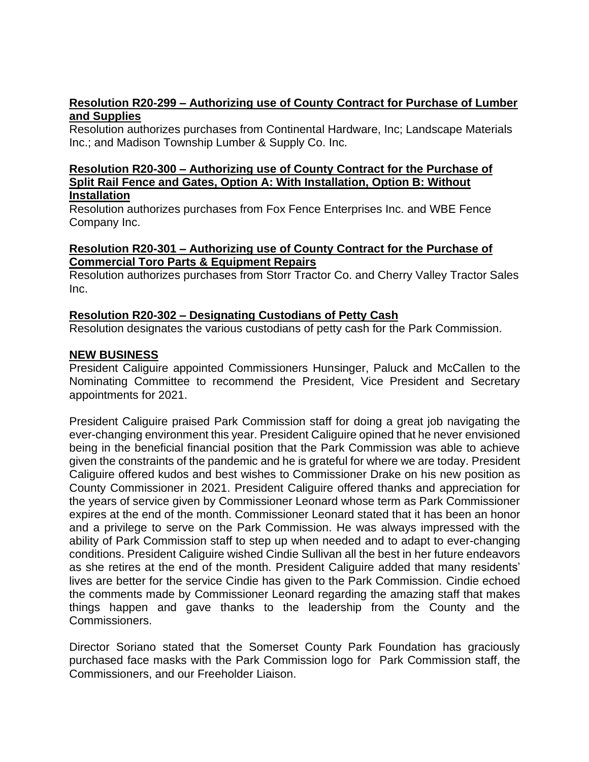**Resolution R20-299 – Authorizing use of County Contract for Purchase of Lumber and Supplies**

Resolution authorizes purchases from Continental Hardware, Inc; Landscape Materials Inc.; and Madison Township Lumber & Supply Co. Inc.

**Resolution R20-300 – Authorizing use of County Contract for the Purchase of Split Rail Fence and Gates, Option A: With Installation, Option B: Without Installation**

Resolution authorizes purchases from Fox Fence Enterprises Inc. and WBE Fence Company Inc.

**Resolution R20-301 – Authorizing use of County Contract for the Purchase of Commercial Toro Parts & Equipment Repairs**

Resolution authorizes purchases from Storr Tractor Co. and Cherry Valley Tractor Sales Inc.

**Resolution R20-302 – Designating Custodians of Petty Cash**

Resolution designates the various custodians of petty cash for the Park Commission.

**NEW BUSINESS**

President Caliguire appointed Commissioners Hunsinger, Paluck and McCallen to the Nominating Committee to recommend the President, Vice President and Secretary appointments for 2021.

President Caliguire praised Park Commission staff for doing a great job navigating the ever-changing environment this year. President Caliguire opined that he never envisioned being in the beneficial financial position that the Park Commission was able to achieve given the constraints of the pandemic and he is grateful for where we are today. President Caliguire offered kudos and best wishes to Commissioner Drake on his new position as County Commissioner in 2021. President Caliguire offered thanks and appreciation for the years of service given by Commissioner Leonard whose term as Park Commissioner expires at the end of the month. Commissioner Leonard stated that it has been an honor and a privilege to serve on the Park Commission. He was always impressed with the ability of Park Commission staff to step up when needed and to adapt to ever-changing conditions. President Caliguire wished Cindie Sullivan all the best in her future endeavors as she retires at the end of the month. President Caliguire added that many residents' lives are better for the service Cindie has given to the Park Commission. Cindie echoed the comments made by Commissioner Leonard regarding the amazing staff that makes things happen and gave thanks to the leadership from the County and the Commissioners.

Director Soriano stated that the Somerset County Park Foundation has graciously purchased face masks with the Park Commission logo for Park Commission staff, the Commissioners, and our Freeholder Liaison.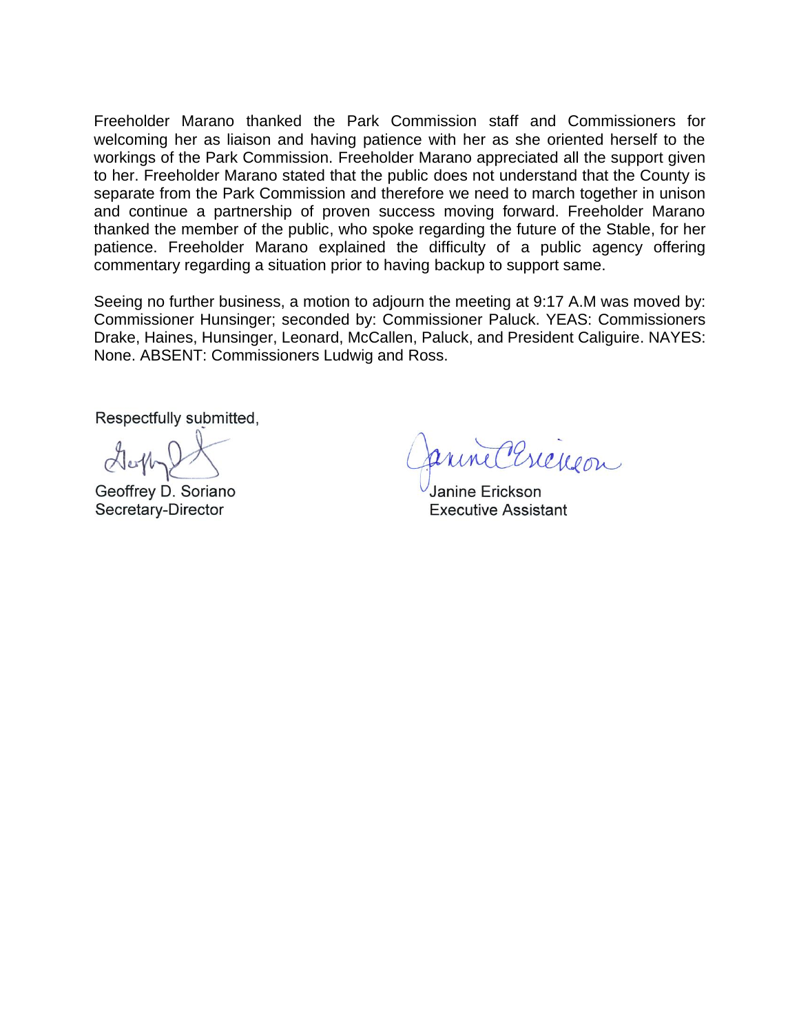Freeholder Marano thanked the Park Commission staff and Commissioners for welcoming her as liaison and having patience with her as she oriented herself to the workings of the Park Commission. Freeholder Marano appreciated all the support given to her. Freeholder Marano stated that the public does not understand that the County is separate from the Park Commission and therefore we need to march together in unison and continue a partnership of proven success moving forward. Freeholder Marano thanked the member of the public, who spoke regarding the future of the Stable, for her patience. Freeholder Marano explained the difficulty of a public agency offering commentary regarding a situation prior to having backup to support same.

Seeing no further business, a motion to adjourn the meeting at 9:17 A.M was moved by: Commissioner Hunsinger; seconded by: Commissioner Paluck. YEAS: Commissioners Drake, Haines, Hunsinger, Leonard, McCallen, Paluck, and President Caliguire. NAYES: None. ABSENT: Commissioners Ludwig and Ross.

Respectfully submitted,

Geoffrey D. Soriano
Secretary-Director

Janine Erickson
Executive Assistant